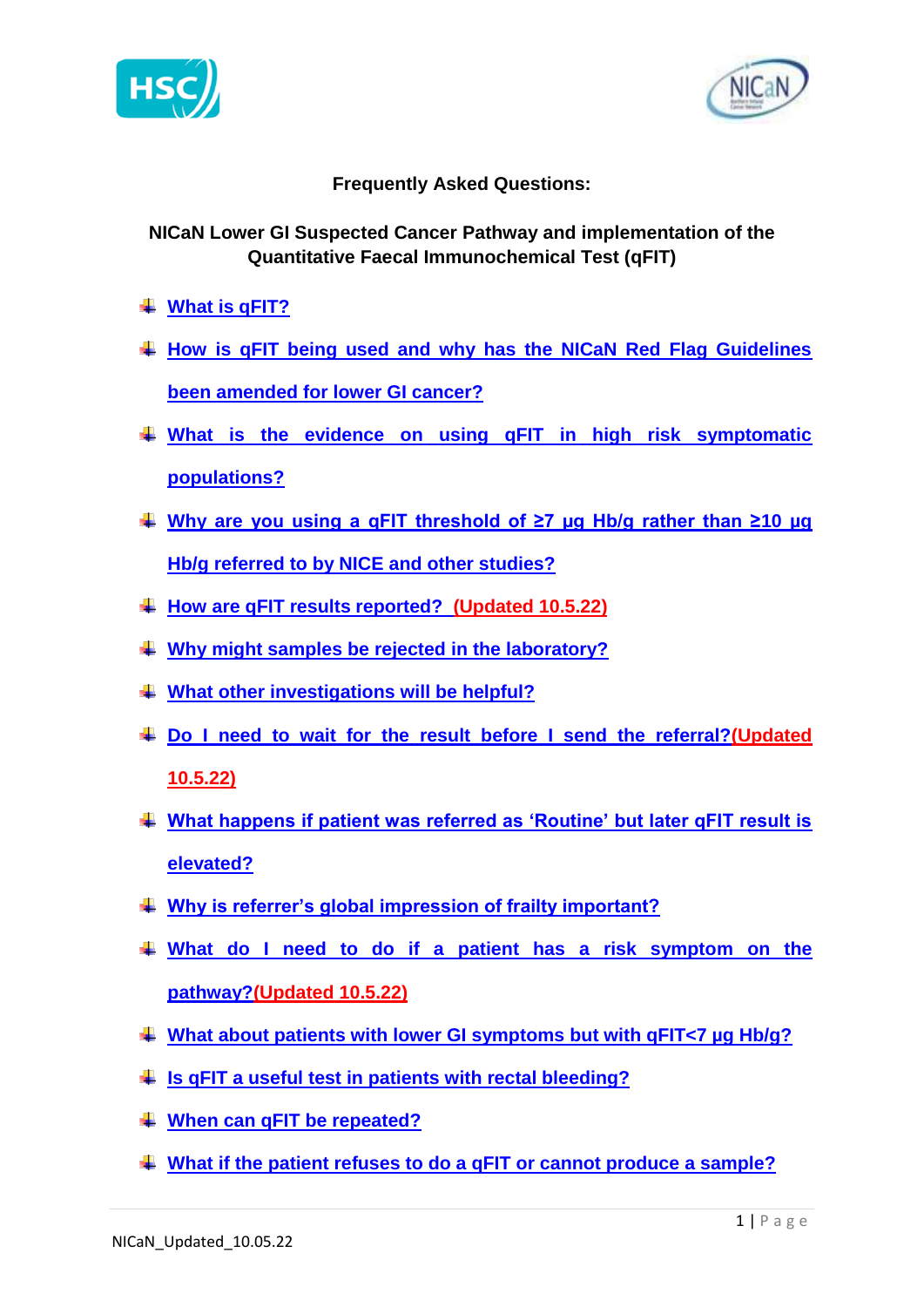# Frequently Asked Questions:

## NICaN Lower GI Suspected Cancer Pathway and implementation of the Quantitative Faecal Immunochemical Test (qFIT)

- What is qFIT?
- How is qFIT being used and why has the NICaN Red Flag Guidelines been amended for lower GI cancer?
- What is the evidence on using qFIT in high risk symptomatic populations?
- Why are you using a qFIT threshold of ≥7 µg Hb/g rather than ≥10 µg Hb/g referred to by NICE and other studies?
- How are qFIT results reported? (Updated 10.5.22)
- Why might samples be rejected in the laboratory?
- What other investigations will be helpful?
- Do I need to wait for the result before I send the referral?(Updated 10.5.22)
- What happens if patient was referred as 'Routine' but later qFIT result is elevated?
- Why is referrer's global impression of frailty important?
- What do I need to do if a patient has a risk symptom on the pathway?(Updated 10.5.22)
- What about patients with lower GI symptoms but with qFIT<7 µg Hb/g?
- Is qFIT a useful test in patients with rectal bleeding?
- When can qFIT be repeated?
- What if the patient refuses to do a qFIT or cannot produce a sample?

NICaN_Updated_10.05.22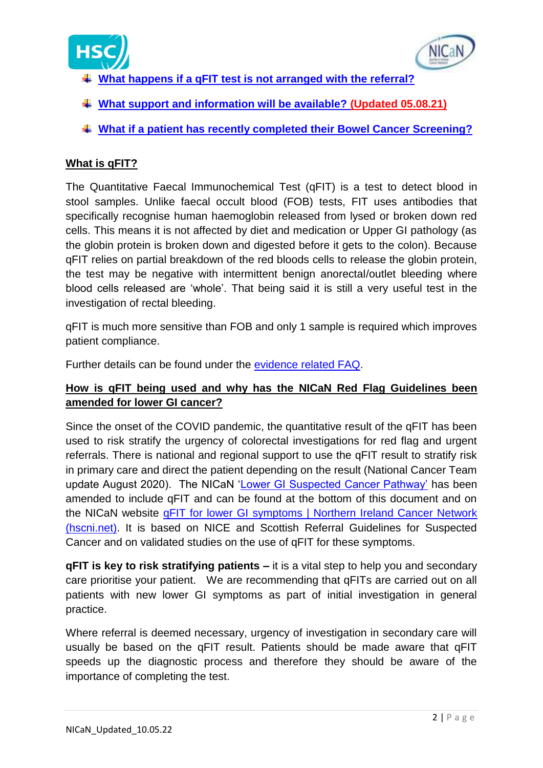- What happens if a qFIT test is not arranged with the referral?
- What support and information will be available? (Updated 05.08.21)
- What if a patient has recently completed their Bowel Cancer Screening?

## What is qFIT?

The Quantitative Faecal Immunochemical Test (qFIT) is a test to detect blood in stool samples. Unlike faecal occult blood (FOB) tests, FIT uses antibodies that specifically recognise human haemoglobin released from lysed or broken down red cells. This means it is not affected by diet and medication or Upper GI pathology (as the globin protein is broken down and digested before it gets to the colon). Because qFIT relies on partial breakdown of the red bloods cells to release the globin protein, the test may be negative with intermittent benign anorectal/outlet bleeding where blood cells released are 'whole'. That being said it is still a very useful test in the investigation of rectal bleeding.

qFIT is much more sensitive than FOB and only 1 sample is required which improves patient compliance.

Further details can be found under the evidence related FAQ.

## How is qFIT being used and why has the NICaN Red Flag Guidelines been amended for lower GI cancer?

Since the onset of the COVID pandemic, the quantitative result of the qFIT has been used to risk stratify the urgency of colorectal investigations for red flag and urgent referrals. There is national and regional support to use the qFIT result to stratify risk in primary care and direct the patient depending on the result (National Cancer Team update August 2020). The NICaN 'Lower GI Suspected Cancer Pathway' has been amended to include qFIT and can be found at the bottom of this document and on the NICaN website qFIT for lower GI symptoms | Northern Ireland Cancer Network (hscni.net). It is based on NICE and Scottish Referral Guidelines for Suspected Cancer and on validated studies on the use of qFIT for these symptoms.

**qFIT is key to risk stratifying patients –** it is a vital step to help you and secondary care prioritise your patient. We are recommending that qFITs are carried out on all patients with new lower GI symptoms as part of initial investigation in general practice.

Where referral is deemed necessary, urgency of investigation in secondary care will usually be based on the qFIT result. Patients should be made aware that qFIT speeds up the diagnostic process and therefore they should be aware of the importance of completing the test.

NICaN_Updated_10.05.22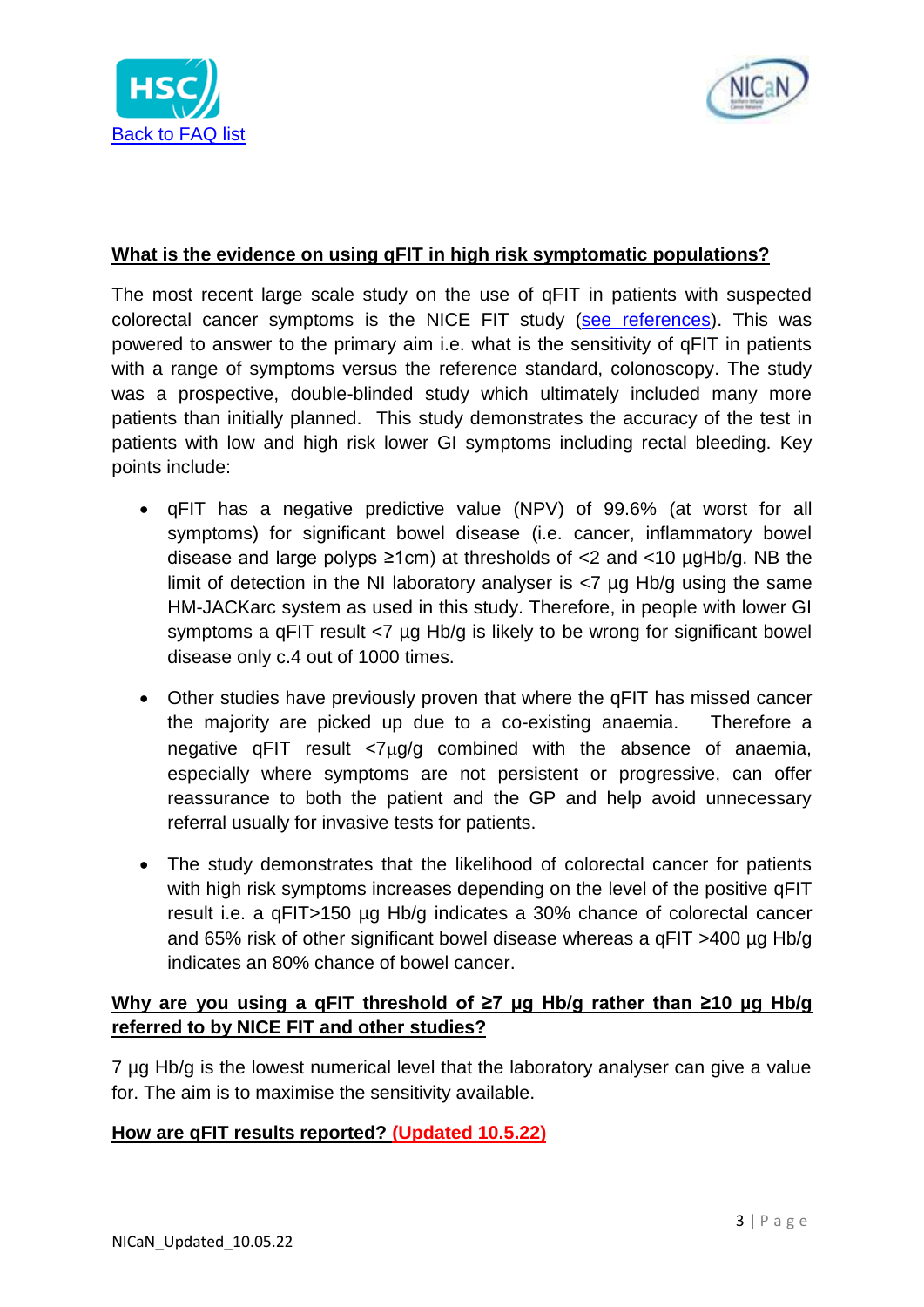[Back to FAQ list](#)

**What is the evidence on using qFIT in high risk symptomatic populations?**

The most recent large scale study on the use of qFIT in patients with suspected colorectal cancer symptoms is the NICE FIT study ([see references](#)). This was powered to answer to the primary aim i.e. what is the sensitivity of qFIT in patients with a range of symptoms versus the reference standard, colonoscopy. The study was a prospective, double-blinded study which ultimately included many more patients than initially planned. This study demonstrates the accuracy of the test in patients with low and high risk lower GI symptoms including rectal bleeding. Key points include:

- qFIT has a negative predictive value (NPV) of 99.6% (at worst for all symptoms) for significant bowel disease (i.e. cancer, inflammatory bowel disease and large polyps ≥1cm) at thresholds of <2 and <10 µgHb/g. NB the limit of detection in the NI laboratory analyser is <7 µg Hb/g using the same HM-JACKarc system as used in this study. Therefore, in people with lower GI symptoms a qFIT result <7 µg Hb/g is likely to be wrong for significant bowel disease only c.4 out of 1000 times.

- Other studies have previously proven that where the qFIT has missed cancer the majority are picked up due to a co-existing anaemia. Therefore a negative qFIT result <7µg/g combined with the absence of anaemia, especially where symptoms are not persistent or progressive, can offer reassurance to both the patient and the GP and help avoid unnecessary referral usually for invasive tests for patients.

- The study demonstrates that the likelihood of colorectal cancer for patients with high risk symptoms increases depending on the level of the positive qFIT result i.e. a qFIT>150 µg Hb/g indicates a 30% chance of colorectal cancer and 65% risk of other significant bowel disease whereas a qFIT >400 µg Hb/g indicates an 80% chance of bowel cancer.

**Why are you using a qFIT threshold of ≥7 µg Hb/g rather than ≥10 µg Hb/g referred to by NICE FIT and other studies?**

7 µg Hb/g is the lowest numerical level that the laboratory analyser can give a value for. The aim is to maximise the sensitivity available.

**How are qFIT results reported? (Updated 10.5.22)**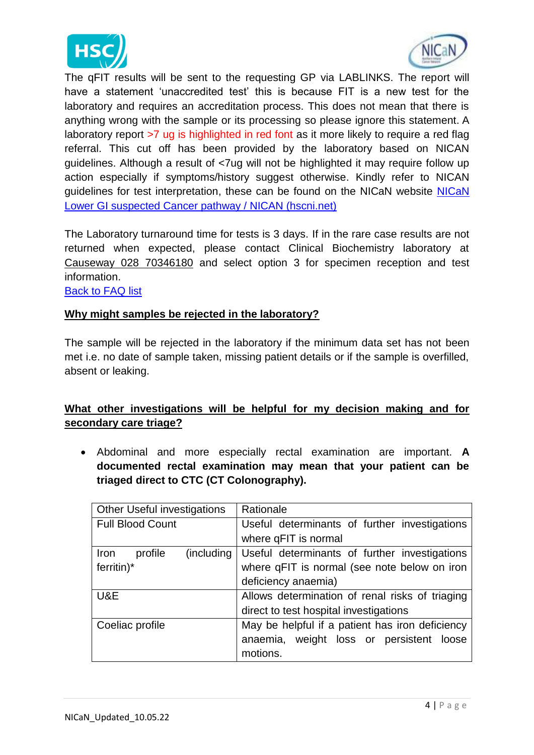The qFIT results will be sent to the requesting GP via LABLINKS. The report will have a statement 'unaccredited test' this is because FIT is a new test for the laboratory and requires an accreditation process. This does not mean that there is anything wrong with the sample or its processing so please ignore this statement. A laboratory report >7 ug is highlighted in red font as it more likely to require a red flag referral. This cut off has been provided by the laboratory based on NICAN guidelines. Although a result of <7ug will not be highlighted it may require follow up action especially if symptoms/history suggest otherwise. Kindly refer to NICAN guidelines for test interpretation, these can be found on the NICaN website [NICaN Lower GI suspected Cancer pathway / NICAN (hscni.net)]

The Laboratory turnaround time for tests is 3 days. If in the rare case results are not returned when expected, please contact Clinical Biochemistry laboratory at Causeway 028 70346180 and select option 3 for specimen reception and test information.

[Back to FAQ list]

**Why might samples be rejected in the laboratory?**

The sample will be rejected in the laboratory if the minimum data set has not been met i.e. no date of sample taken, missing patient details or if the sample is overfilled, absent or leaking.

**What other investigations will be helpful for my decision making and for secondary care triage?**

- Abdominal and more especially rectal examination are important. **A documented rectal examination may mean that your patient can be triaged direct to CTC (CT Colonography).**

| Other Useful investigations | Rationale |
|---|---|
| Full Blood Count | Useful determinants of further investigations where qFIT is normal |
| Iron profile (including ferritin)* | Useful determinants of further investigations where qFIT is normal (see note below on iron deficiency anaemia) |
| U&E | Allows determination of renal risks of triaging direct to test hospital investigations |
| Coeliac profile | May be helpful if a patient has iron deficiency anaemia, weight loss or persistent loose motions. |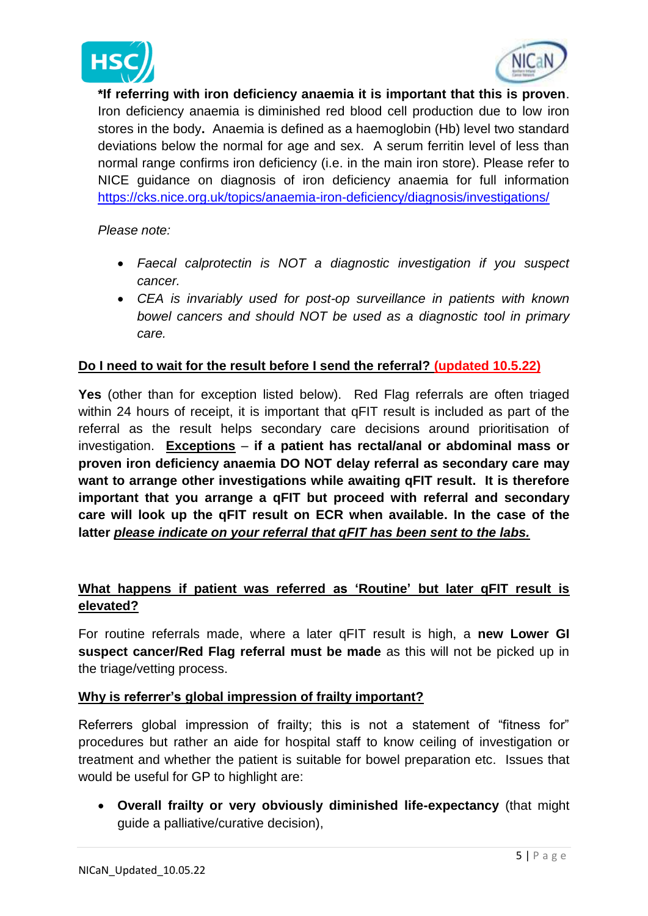**\*If referring with iron deficiency anaemia it is important that this is proven**. Iron deficiency anaemia is diminished red blood cell production due to low iron stores in the body**.** Anaemia is defined as a haemoglobin (Hb) level two standard deviations below the normal for age and sex. A serum ferritin level of less than normal range confirms iron deficiency (i.e. in the main iron store). Please refer to NICE guidance on diagnosis of iron deficiency anaemia for full information https://cks.nice.org.uk/topics/anaemia-iron-deficiency/diagnosis/investigations/

*Please note:*

- *Faecal calprotectin is NOT a diagnostic investigation if you suspect cancer.*
- *CEA is invariably used for post-op surveillance in patients with known bowel cancers and should NOT be used as a diagnostic tool in primary care.*

**Do I need to wait for the result before I send the referral? (updated 10.5.22)**

**Yes** (other than for exception listed below). Red Flag referrals are often triaged within 24 hours of receipt, it is important that qFIT result is included as part of the referral as the result helps secondary care decisions around prioritisation of investigation. **Exceptions – if a patient has rectal/anal or abdominal mass or proven iron deficiency anaemia DO NOT delay referral as secondary care may want to arrange other investigations while awaiting qFIT result. It is therefore important that you arrange a qFIT but proceed with referral and secondary care will look up the qFIT result on ECR when available. In the case of the latter *please indicate on your referral that qFIT has been sent to the labs.***

**What happens if patient was referred as 'Routine' but later qFIT result is elevated?**

For routine referrals made, where a later qFIT result is high, a **new Lower GI suspect cancer/Red Flag referral must be made** as this will not be picked up in the triage/vetting process.

**Why is referrer's global impression of frailty important?**

Referrers global impression of frailty; this is not a statement of "fitness for" procedures but rather an aide for hospital staff to know ceiling of investigation or treatment and whether the patient is suitable for bowel preparation etc. Issues that would be useful for GP to highlight are:

- **Overall frailty or very obviously diminished life-expectancy** (that might guide a palliative/curative decision),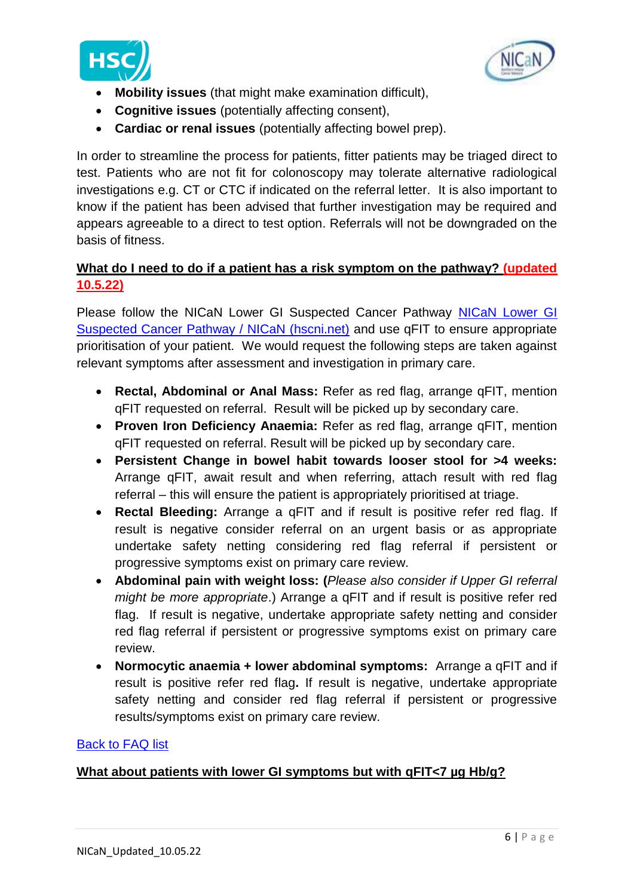- **Mobility issues** (that might make examination difficult),
- **Cognitive issues** (potentially affecting consent),
- **Cardiac or renal issues** (potentially affecting bowel prep).

In order to streamline the process for patients, fitter patients may be triaged direct to test. Patients who are not fit for colonoscopy may tolerate alternative radiological investigations e.g. CT or CTC if indicated on the referral letter. It is also important to know if the patient has been advised that further investigation may be required and appears agreeable to a direct to test option. Referrals will not be downgraded on the basis of fitness.

**What do I need to do if a patient has a risk symptom on the pathway? (updated 10.5.22)**

Please follow the NICaN Lower GI Suspected Cancer Pathway [NICaN Lower GI Suspected Cancer Pathway / NICaN (hscni.net)] and use qFIT to ensure appropriate prioritisation of your patient. We would request the following steps are taken against relevant symptoms after assessment and investigation in primary care.

- **Rectal, Abdominal or Anal Mass:** Refer as red flag, arrange qFIT, mention qFIT requested on referral. Result will be picked up by secondary care.
- **Proven Iron Deficiency Anaemia:** Refer as red flag, arrange qFIT, mention qFIT requested on referral. Result will be picked up by secondary care.
- **Persistent Change in bowel habit towards looser stool for >4 weeks:** Arrange qFIT, await result and when referring, attach result with red flag referral – this will ensure the patient is appropriately prioritised at triage.
- **Rectal Bleeding:** Arrange a qFIT and if result is positive refer red flag. If result is negative consider referral on an urgent basis or as appropriate undertake safety netting considering red flag referral if persistent or progressive symptoms exist on primary care review.
- **Abdominal pain with weight loss:** (*Please also consider if Upper GI referral might be more appropriate*.) Arrange a qFIT and if result is positive refer red flag. If result is negative, undertake appropriate safety netting and consider red flag referral if persistent or progressive symptoms exist on primary care review.
- **Normocytic anaemia + lower abdominal symptoms:** Arrange a qFIT and if result is positive refer red flag**.** If result is negative, undertake appropriate safety netting and consider red flag referral if persistent or progressive results/symptoms exist on primary care review.

Back to FAQ list

**What about patients with lower GI symptoms but with qFIT<7 µg Hb/g?**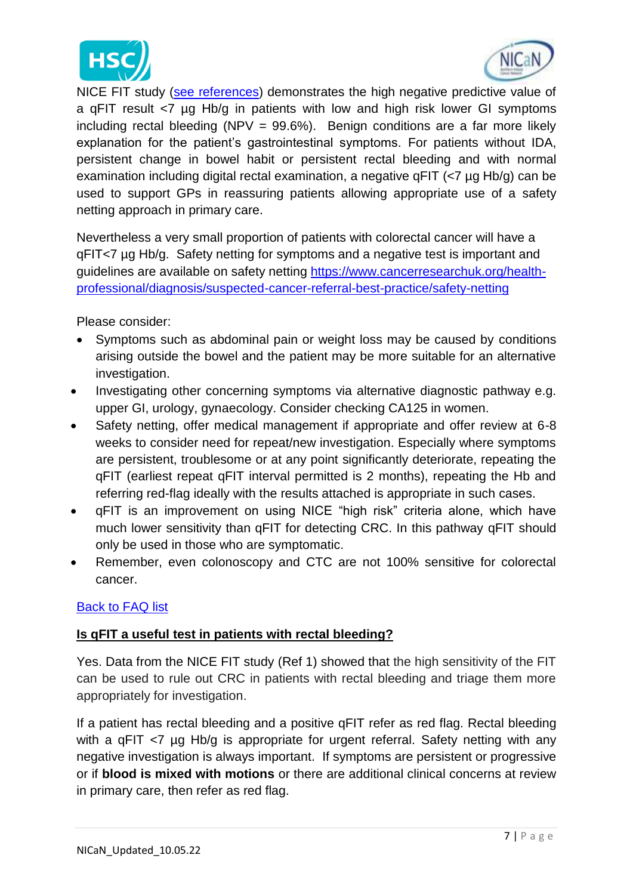NICE FIT study ([see references]) demonstrates the high negative predictive value of a qFIT result <7 µg Hb/g in patients with low and high risk lower GI symptoms including rectal bleeding (NPV = 99.6%). Benign conditions are a far more likely explanation for the patient's gastrointestinal symptoms. For patients without IDA, persistent change in bowel habit or persistent rectal bleeding and with normal examination including digital rectal examination, a negative qFIT (<7 µg Hb/g) can be used to support GPs in reassuring patients allowing appropriate use of a safety netting approach in primary care.

Nevertheless a very small proportion of patients with colorectal cancer will have a qFIT<7 µg Hb/g. Safety netting for symptoms and a negative test is important and guidelines are available on safety netting https://www.cancerresearchuk.org/health-professional/diagnosis/suspected-cancer-referral-best-practice/safety-netting

Please consider:

- Symptoms such as abdominal pain or weight loss may be caused by conditions arising outside the bowel and the patient may be more suitable for an alternative investigation.
- Investigating other concerning symptoms via alternative diagnostic pathway e.g. upper GI, urology, gynaecology. Consider checking CA125 in women.
- Safety netting, offer medical management if appropriate and offer review at 6-8 weeks to consider need for repeat/new investigation. Especially where symptoms are persistent, troublesome or at any point significantly deteriorate, repeating the qFIT (earliest repeat qFIT interval permitted is 2 months), repeating the Hb and referring red-flag ideally with the results attached is appropriate in such cases.
- qFIT is an improvement on using NICE "high risk" criteria alone, which have much lower sensitivity than qFIT for detecting CRC. In this pathway qFIT should only be used in those who are symptomatic.
- Remember, even colonoscopy and CTC are not 100% sensitive for colorectal cancer.

[Back to FAQ list]

**Is qFIT a useful test in patients with rectal bleeding?**

Yes. Data from the NICE FIT study (Ref 1) showed that the high sensitivity of the FIT can be used to rule out CRC in patients with rectal bleeding and triage them more appropriately for investigation.

If a patient has rectal bleeding and a positive qFIT refer as red flag. Rectal bleeding with a qFIT <7 µg Hb/g is appropriate for urgent referral. Safety netting with any negative investigation is always important. If symptoms are persistent or progressive or if **blood is mixed with motions** or there are additional clinical concerns at review in primary care, then refer as red flag.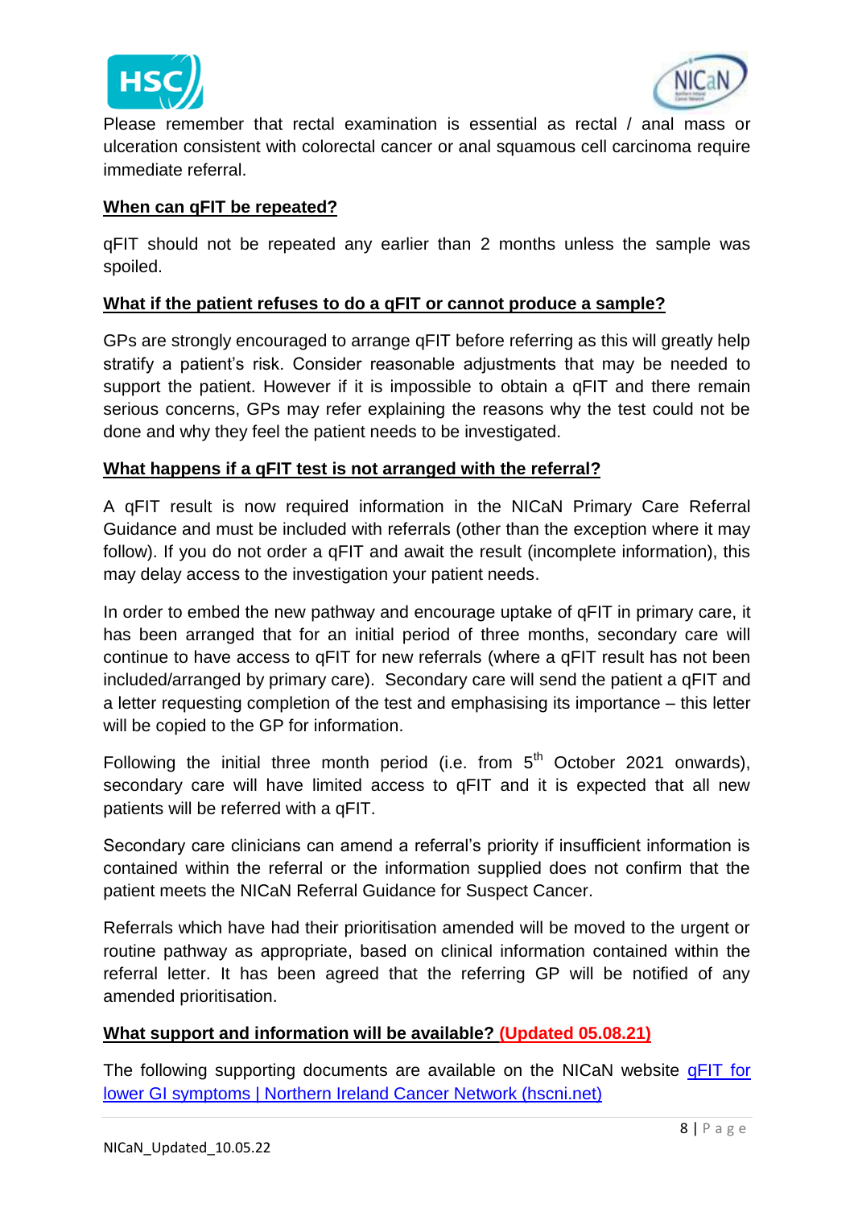Please remember that rectal examination is essential as rectal / anal mass or ulceration consistent with colorectal cancer or anal squamous cell carcinoma require immediate referral.

**When can qFIT be repeated?**

qFIT should not be repeated any earlier than 2 months unless the sample was spoiled.

**What if the patient refuses to do a qFIT or cannot produce a sample?**

GPs are strongly encouraged to arrange qFIT before referring as this will greatly help stratify a patient's risk. Consider reasonable adjustments that may be needed to support the patient. However if it is impossible to obtain a qFIT and there remain serious concerns, GPs may refer explaining the reasons why the test could not be done and why they feel the patient needs to be investigated.

**What happens if a qFIT test is not arranged with the referral?**

A qFIT result is now required information in the NICaN Primary Care Referral Guidance and must be included with referrals (other than the exception where it may follow). If you do not order a qFIT and await the result (incomplete information), this may delay access to the investigation your patient needs.

In order to embed the new pathway and encourage uptake of qFIT in primary care, it has been arranged that for an initial period of three months, secondary care will continue to have access to qFIT for new referrals (where a qFIT result has not been included/arranged by primary care). Secondary care will send the patient a qFIT and a letter requesting completion of the test and emphasising its importance – this letter will be copied to the GP for information.

Following the initial three month period (i.e. from 5th October 2021 onwards), secondary care will have limited access to qFIT and it is expected that all new patients will be referred with a qFIT.

Secondary care clinicians can amend a referral's priority if insufficient information is contained within the referral or the information supplied does not confirm that the patient meets the NICaN Referral Guidance for Suspect Cancer.

Referrals which have had their prioritisation amended will be moved to the urgent or routine pathway as appropriate, based on clinical information contained within the referral letter. It has been agreed that the referring GP will be notified of any amended prioritisation.

**What support and information will be available? (Updated 05.08.21)**

The following supporting documents are available on the NICaN website qFIT for lower GI symptoms | Northern Ireland Cancer Network (hscni.net)

NICaN_Updated_10.05.22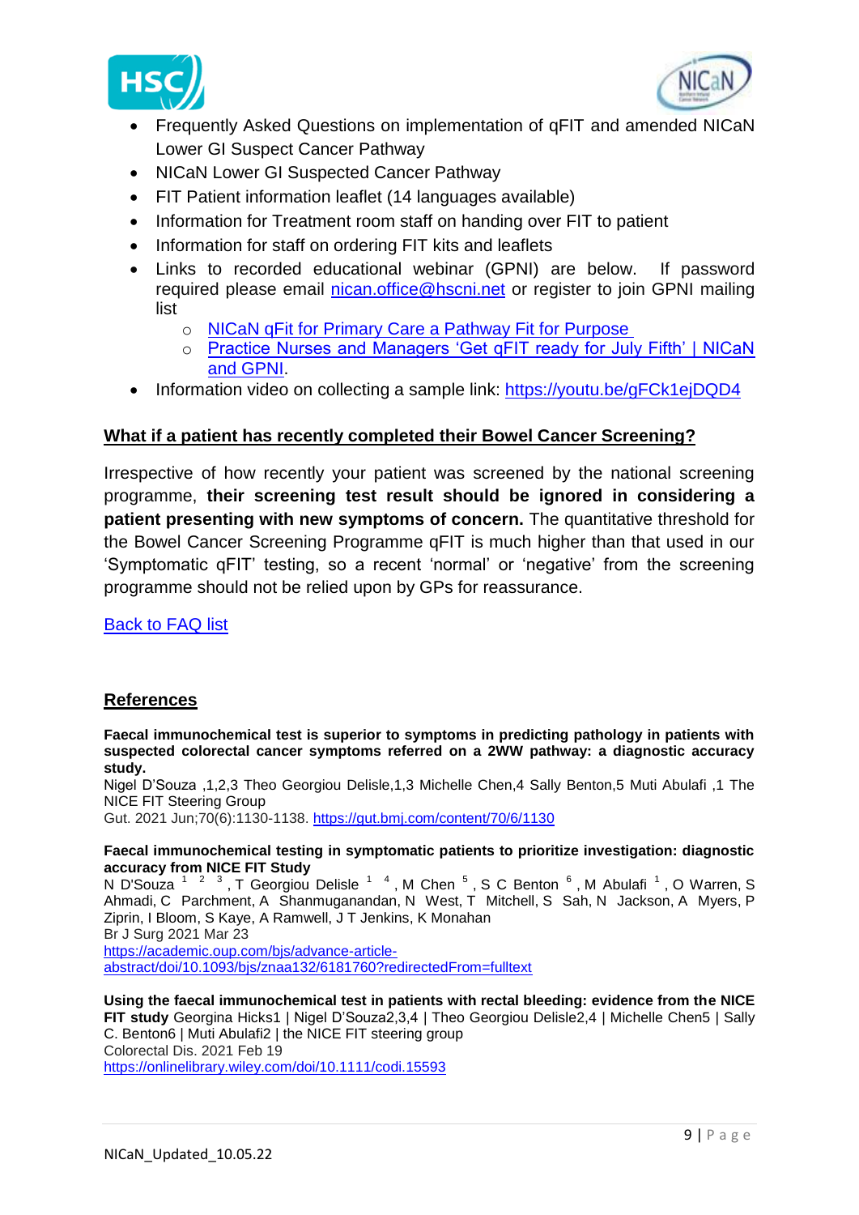- Frequently Asked Questions on implementation of qFIT and amended NICaN Lower GI Suspect Cancer Pathway
- NICaN Lower GI Suspected Cancer Pathway
- FIT Patient information leaflet (14 languages available)
- Information for Treatment room staff on handing over FIT to patient
- Information for staff on ordering FIT kits and leaflets
- Links to recorded educational webinar (GPNI) are below. If password required please email nican.office@hscni.net or register to join GPNI mailing list
  - NICaN qFit for Primary Care a Pathway Fit for Purpose
  - Practice Nurses and Managers 'Get qFIT ready for July Fifth' | NICaN and GPNI.
- Information video on collecting a sample link: https://youtu.be/gFCk1ejDQD4

## What if a patient has recently completed their Bowel Cancer Screening?

Irrespective of how recently your patient was screened by the national screening programme, **their screening test result should be ignored in considering a patient presenting with new symptoms of concern.** The quantitative threshold for the Bowel Cancer Screening Programme qFIT is much higher than that used in our 'Symptomatic qFIT' testing, so a recent 'normal' or 'negative' from the screening programme should not be relied upon by GPs for reassurance.

Back to FAQ list

## References

**Faecal immunochemical test is superior to symptoms in predicting pathology in patients with suspected colorectal cancer symptoms referred on a 2WW pathway: a diagnostic accuracy study.**
Nigel D'Souza ,1,2,3 Theo Georgiou Delisle,1,3 Michelle Chen,4 Sally Benton,5 Muti Abulafi ,1 The NICE FIT Steering Group
Gut. 2021 Jun;70(6):1130-1138. https://gut.bmj.com/content/70/6/1130

**Faecal immunochemical testing in symptomatic patients to prioritize investigation: diagnostic accuracy from NICE FIT Study**
N D'Souza [1 2 3], T Georgiou Delisle [1 4], M Chen [5], S C Benton [6], M Abulafi [1], O Warren, S Ahmadi, C Parchment, A Shanmuganandan, N West, T Mitchell, S Sah, N Jackson, A Myers, P Ziprin, I Bloom, S Kaye, A Ramwell, J T Jenkins, K Monahan
Br J Surg 2021 Mar 23
https://academic.oup.com/bjs/advance-article-abstract/doi/10.1093/bjs/znaa132/6181760?redirectedFrom=fulltext

**Using the faecal immunochemical test in patients with rectal bleeding: evidence from the NICE FIT study** Georgina Hicks1 | Nigel D'Souza2,3,4 | Theo Georgiou Delisle2,4 | Michelle Chen5 | Sally C. Benton6 | Muti Abulafi2 | the NICE FIT steering group
Colorectal Dis. 2021 Feb 19
https://onlinelibrary.wiley.com/doi/10.1111/codi.15593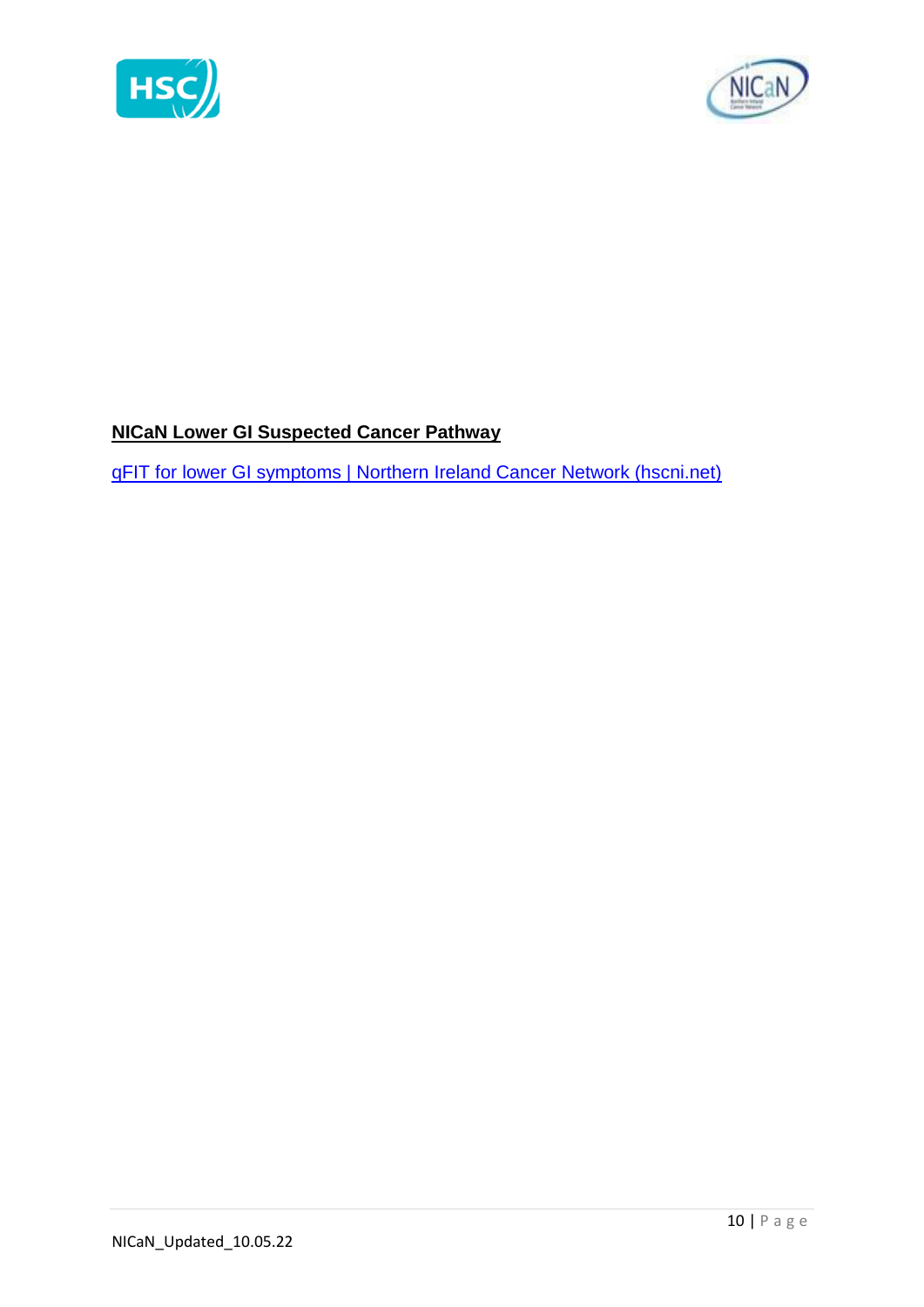**NICaN Lower GI Suspected Cancer Pathway**

qFIT for lower GI symptoms | Northern Ireland Cancer Network (hscni.net)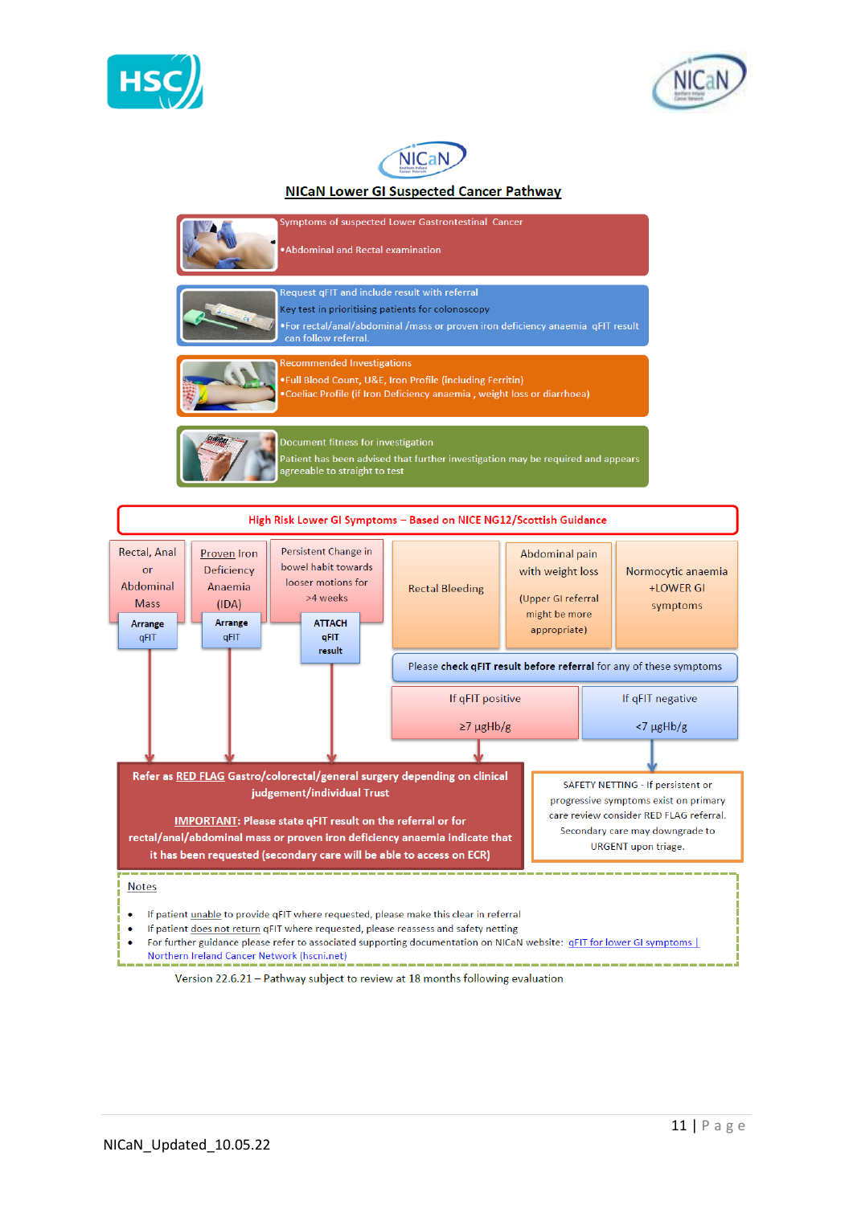## NICaN Lower GI Suspected Cancer Pathway

**Symptoms of suspected Lower Gastrointestinal Cancer**

- Abdominal and Rectal examination

**Request qFIT and include result with referral**

Key test in prioritising patients for colonoscopy

- For rectal/anal/abdominal /mass or proven iron deficiency anaemia qFIT result can follow referral.

**Recommended Investigations**

- Full Blood Count, U&E, Iron Profile (including Ferritin)
- Coeliac Profile (if Iron Deficiency anaemia , weight loss or diarrhoea)

**Document fitness for investigation**

Patient has been advised that further investigation may be required and appears agreeable to straight to test

### High Risk Lower GI Symptoms – Based on NICE NG12/Scottish Guidance

- Rectal, Anal or Abdominal Mass → Arrange qFIT → Refer as RED FLAG
- Proven Iron Deficiency Anaemia (IDA) → Arrange qFIT → Refer as RED FLAG
- Persistent Change in bowel habit towards looser motions for >4 weeks → ATTACH qFIT result → Refer as RED FLAG
- Rectal Bleeding
- Abdominal pain with weight loss (Upper GI referral might be more appropriate)
- Normocytic anaemia +LOWER GI symptoms

Please **check qFIT result before referral** for any of these symptoms

- If qFIT positive ≥7 µgHb/g → Refer as RED FLAG
- If qFIT negative <7 µgHb/g → SAFETY NETTING

**Refer as RED FLAG Gastro/colorectal/general surgery depending on clinical judgement/individual Trust**

**IMPORTANT: Please state qFIT result on the referral or for rectal/anal/abdominal mass or proven iron deficiency anaemia indicate that it has been requested (secondary care will be able to access on ECR)**

SAFETY NETTING - If persistent or progressive symptoms exist on primary care review consider RED FLAG referral. Secondary care may downgrade to URGENT upon triage.

**Notes**

- If patient unable to provide qFIT where requested, please make this clear in referral
- If patient does not return qFIT where requested, please reassess and safety netting
- For further guidance please refer to associated supporting documentation on NICaN website: qFIT for lower GI symptoms | Northern Ireland Cancer Network (hscni.net)

Version 22.6.21 – Pathway subject to review at 18 months following evaluation

NICaN_Updated_10.05.22